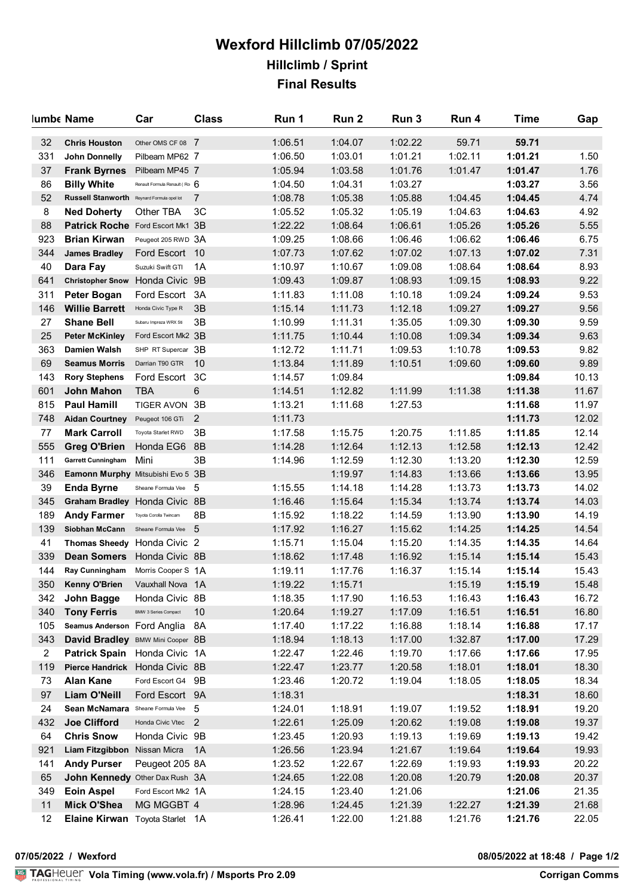# Wexford Hillclimb 07/05/2022

## Hillclimb / Sprint

## Final Results

| lumbe | Name | Car | Class | Run 1 | Run 2 | Run 3 | Run 4 | Time | Gap |
|---|---|---|---|---|---|---|---|---|---|
| 32 | **Chris Houston** | Other OMS CF 08 | 7 | 1:06.51 | 1:04.07 | 1:02.22 | 59.71 | **59.71** | |
| 331 | **John Donnelly** | Pilbeam MP62 | 7 | 1:06.50 | 1:03.01 | 1:01.21 | 1:02.11 | **1:01.21** | 1.50 |
| 37 | **Frank Byrnes** | Pilbeam MP45 | 7 | 1:05.94 | 1:03.58 | 1:01.76 | 1:01.47 | **1:01.47** | 1.76 |
| 86 | **Billy White** | Renault Formula Renault ( Ro | 6 | 1:04.50 | 1:04.31 | 1:03.27 | | **1:03.27** | 3.56 |
| 52 | **Russell Stanworth** | Reynard Formula opel lot | 7 | 1:08.78 | 1:05.38 | 1:05.88 | 1:04.45 | **1:04.45** | 4.74 |
| 8 | **Ned Doherty** | Other TBA | 3C | 1:05.52 | 1:05.32 | 1:05.19 | 1:04.63 | **1:04.63** | 4.92 |
| 88 | **Patrick Roche** | Ford Escort Mk1 | 3B | 1:22.22 | 1:08.64 | 1:06.61 | 1:05.26 | **1:05.26** | 5.55 |
| 923 | **Brian Kirwan** | Peugeot 205 RWD | 3A | 1:09.25 | 1:08.66 | 1:06.46 | 1:06.62 | **1:06.46** | 6.75 |
| 344 | **James Bradley** | Ford Escort | 10 | 1:07.73 | 1:07.62 | 1:07.02 | 1:07.13 | **1:07.02** | 7.31 |
| 40 | **Dara Fay** | Suzuki Swift GTI | 1A | 1:10.97 | 1:10.67 | 1:09.08 | 1:08.64 | **1:08.64** | 8.93 |
| 641 | **Christopher Snow** | Honda Civic | 9B | 1:09.43 | 1:09.87 | 1:08.93 | 1:09.15 | **1:08.93** | 9.22 |
| 311 | **Peter Bogan** | Ford Escort | 3A | 1:11.83 | 1:11.08 | 1:10.18 | 1:09.24 | **1:09.24** | 9.53 |
| 146 | **Willie Barrett** | Honda Civic Type R | 3B | 1:15.14 | 1:11.73 | 1:12.18 | 1:09.27 | **1:09.27** | 9.56 |
| 27 | **Shane Bell** | Subaru Impreza WRX Sti | 3B | 1:10.99 | 1:11.31 | 1:35.05 | 1:09.30 | **1:09.30** | 9.59 |
| 25 | **Peter McKinley** | Ford Escort Mk2 | 3B | 1:11.75 | 1:10.44 | 1:10.08 | 1:09.34 | **1:09.34** | 9.63 |
| 363 | **Damien Walsh** | SHP RT Supercar | 3B | 1:12.72 | 1:11.71 | 1:09.53 | 1:10.78 | **1:09.53** | 9.82 |
| 69 | **Seamus Morris** | Darrian T90 GTR | 10 | 1:13.84 | 1:11.89 | 1:10.51 | 1:09.60 | **1:09.60** | 9.89 |
| 143 | **Rory Stephens** | Ford Escort | 3C | 1:14.57 | 1:09.84 | | | **1:09.84** | 10.13 |
| 601 | **John Mahon** | TBA | 6 | 1:14.51 | 1:12.82 | 1:11.99 | 1:11.38 | **1:11.38** | 11.67 |
| 815 | **Paul Hamill** | TIGER AVON | 3B | 1:13.21 | 1:11.68 | 1:27.53 | | **1:11.68** | 11.97 |
| 748 | **Aidan Courtney** | Peugeot 106 GTi | 2 | 1:11.73 | | | | **1:11.73** | 12.02 |
| 77 | **Mark Carroll** | Toyota Starlet RWD | 3B | 1:17.58 | 1:15.75 | 1:20.75 | 1:11.85 | **1:11.85** | 12.14 |
| 555 | **Greg O'Brien** | Honda EG6 | 8B | 1:14.28 | 1:12.64 | 1:12.13 | 1:12.58 | **1:12.13** | 12.42 |
| 111 | **Garrett Cunningham** | Mini | 3B | 1:14.96 | 1:12.59 | 1:12.30 | 1:13.20 | **1:12.30** | 12.59 |
| 346 | **Eamonn Murphy** | Mitsubishi Evo 5 | 3B | | 1:19.97 | 1:14.83 | 1:13.66 | **1:13.66** | 13.95 |
| 39 | **Enda Byrne** | Sheane Formula Vee | 5 | 1:15.55 | 1:14.18 | 1:14.28 | 1:13.73 | **1:13.73** | 14.02 |
| 345 | **Graham Bradley** | Honda Civic | 8B | 1:16.46 | 1:15.64 | 1:15.34 | 1:13.74 | **1:13.74** | 14.03 |
| 189 | **Andy Farmer** | Toyota Corolla Twincam | 8B | 1:15.92 | 1:18.22 | 1:14.59 | 1:13.90 | **1:13.90** | 14.19 |
| 139 | **Siobhan McCann** | Sheane Formula Vee | 5 | 1:17.92 | 1:16.27 | 1:15.62 | 1:14.25 | **1:14.25** | 14.54 |
| 41 | **Thomas Sheedy** | Honda Civic | 2 | 1:15.71 | 1:15.04 | 1:15.20 | 1:14.35 | **1:14.35** | 14.64 |
| 339 | **Dean Somers** | Honda Civic | 8B | 1:18.62 | 1:17.48 | 1:16.92 | 1:15.14 | **1:15.14** | 15.43 |
| 144 | **Ray Cunningham** | Morris Cooper S | 1A | 1:19.11 | 1:17.76 | 1:16.37 | 1:15.14 | **1:15.14** | 15.43 |
| 350 | **Kenny O'Brien** | Vauxhall Nova | 1A | 1:19.22 | 1:15.71 | | 1:15.19 | **1:15.19** | 15.48 |
| 342 | **John Bagge** | Honda Civic | 8B | 1:18.35 | 1:17.90 | 1:16.53 | 1:16.43 | **1:16.43** | 16.72 |
| 340 | **Tony Ferris** | BMW 3 Series Compact | 10 | 1:20.64 | 1:19.27 | 1:17.09 | 1:16.51 | **1:16.51** | 16.80 |
| 105 | **Seamus Anderson** | Ford Anglia | 8A | 1:17.40 | 1:17.22 | 1:16.88 | 1:18.14 | **1:16.88** | 17.17 |
| 343 | **David Bradley** | BMW Mini Cooper | 8B | 1:18.94 | 1:18.13 | 1:17.00 | 1:32.87 | **1:17.00** | 17.29 |
| 2 | **Patrick Spain** | Honda Civic | 1A | 1:22.47 | 1:22.46 | 1:19.70 | 1:17.66 | **1:17.66** | 17.95 |
| 119 | **Pierce Handrick** | Honda Civic | 8B | 1:22.47 | 1:23.77 | 1:20.58 | 1:18.01 | **1:18.01** | 18.30 |
| 73 | **Alan Kane** | Ford Escort G4 | 9B | 1:23.46 | 1:20.72 | 1:19.04 | 1:18.05 | **1:18.05** | 18.34 |
| 97 | **Liam O'Neill** | Ford Escort | 9A | 1:18.31 | | | | **1:18.31** | 18.60 |
| 24 | **Sean McNamara** | Sheane Formula Vee | 5 | 1:24.01 | 1:18.91 | 1:19.07 | 1:19.52 | **1:18.91** | 19.20 |
| 432 | **Joe Clifford** | Honda Civic Vtec | 2 | 1:22.61 | 1:25.09 | 1:20.62 | 1:19.08 | **1:19.08** | 19.37 |
| 64 | **Chris Snow** | Honda Civic | 9B | 1:23.45 | 1:20.93 | 1:19.13 | 1:19.69 | **1:19.13** | 19.42 |
| 921 | **Liam Fitzgibbon** | Nissan Micra | 1A | 1:26.56 | 1:23.94 | 1:21.67 | 1:19.64 | **1:19.64** | 19.93 |
| 141 | **Andy Purser** | Peugeot 205 | 8A | 1:23.52 | 1:22.67 | 1:22.69 | 1:19.93 | **1:19.93** | 20.22 |
| 65 | **John Kennedy** | Other Dax Rush | 3A | 1:24.65 | 1:22.08 | 1:20.08 | 1:20.79 | **1:20.08** | 20.37 |
| 349 | **Eoin Aspel** | Ford Escort Mk2 | 1A | 1:24.15 | 1:23.40 | 1:21.06 | | **1:21.06** | 21.35 |
| 11 | **Mick O'Shea** | MG MGGBT | 4 | 1:28.96 | 1:24.45 | 1:21.39 | 1:22.27 | **1:21.39** | 21.68 |
| 12 | **Elaine Kirwan** | Toyota Starlet | 1A | 1:26.41 | 1:22.00 | 1:21.88 | 1:21.76 | **1:21.76** | 22.05 |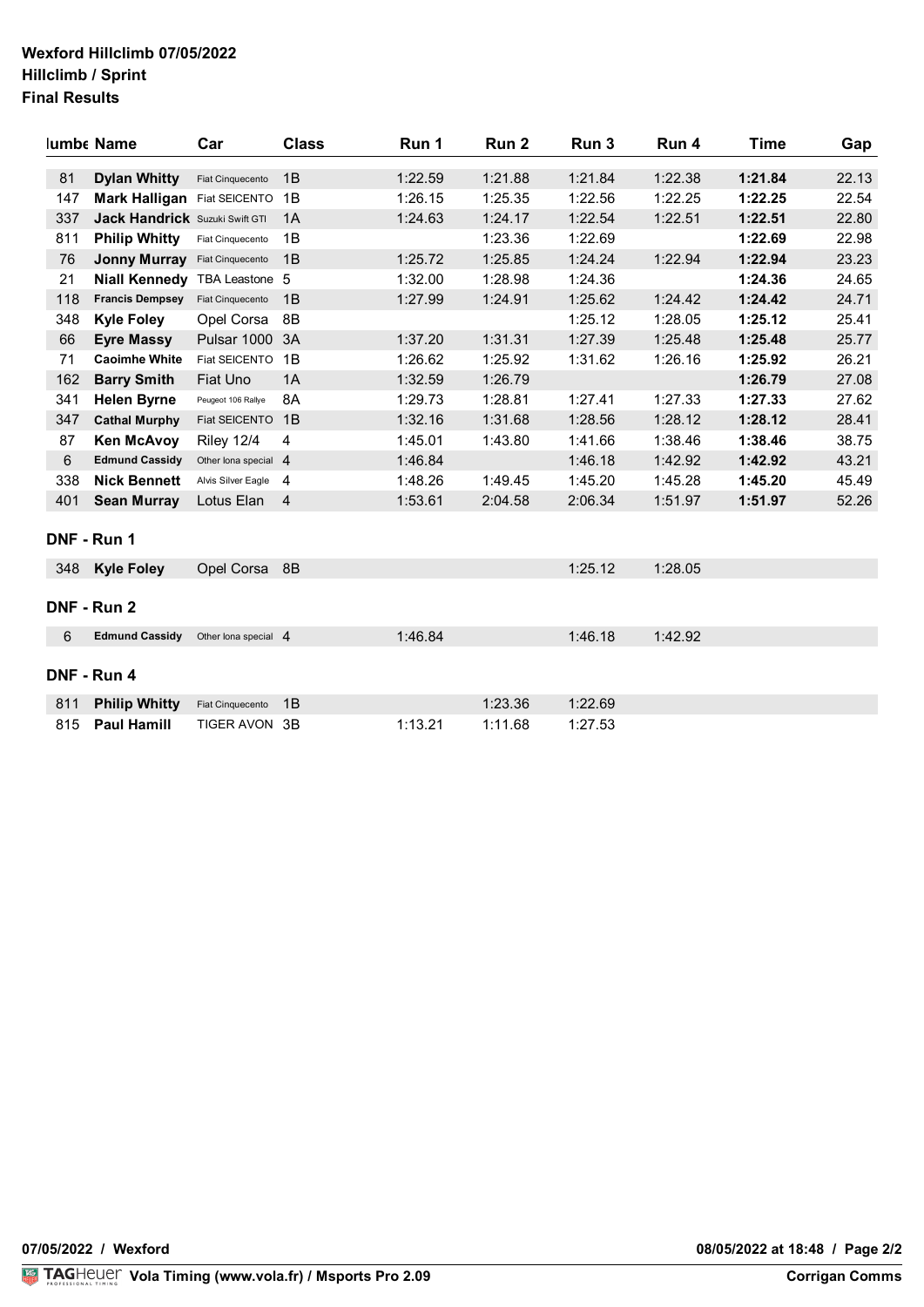**Wexford Hillclimb 07/05/2022**
**Hillclimb / Sprint**
**Final Results**

| lumbe | Name | Car | Class | Run 1 | Run 2 | Run 3 | Run 4 | Time | Gap |
|---|---|---|---|---|---|---|---|---|---|
| 81 | **Dylan Whitty** | Fiat Cinquecento | 1B | 1:22.59 | 1:21.88 | 1:21.84 | 1:22.38 | **1:21.84** | 22.13 |
| 147 | **Mark Halligan** | Fiat SEICENTO | 1B | 1:26.15 | 1:25.35 | 1:22.56 | 1:22.25 | **1:22.25** | 22.54 |
| 337 | **Jack Handrick** | Suzuki Swift GTI | 1A | 1:24.63 | 1:24.17 | 1:22.54 | 1:22.51 | **1:22.51** | 22.80 |
| 811 | **Philip Whitty** | Fiat Cinquecento | 1B | | 1:23.36 | 1:22.69 | | **1:22.69** | 22.98 |
| 76 | **Jonny Murray** | Fiat Cinquecento | 1B | 1:25.72 | 1:25.85 | 1:24.24 | 1:22.94 | **1:22.94** | 23.23 |
| 21 | **Niall Kennedy** | TBA Leastone | 5 | 1:32.00 | 1:28.98 | 1:24.36 | | **1:24.36** | 24.65 |
| 118 | **Francis Dempsey** | Fiat Cinquecento | 1B | 1:27.99 | 1:24.91 | 1:25.62 | 1:24.42 | **1:24.42** | 24.71 |
| 348 | **Kyle Foley** | Opel Corsa | 8B | | | 1:25.12 | 1:28.05 | **1:25.12** | 25.41 |
| 66 | **Eyre Massy** | Pulsar 1000 | 3A | 1:37.20 | 1:31.31 | 1:27.39 | 1:25.48 | **1:25.48** | 25.77 |
| 71 | **Caoimhe White** | Fiat SEICENTO | 1B | 1:26.62 | 1:25.92 | 1:31.62 | 1:26.16 | **1:25.92** | 26.21 |
| 162 | **Barry Smith** | Fiat Uno | 1A | 1:32.59 | 1:26.79 | | | **1:26.79** | 27.08 |
| 341 | **Helen Byrne** | Peugeot 106 Rallye | 8A | 1:29.73 | 1:28.81 | 1:27.41 | 1:27.33 | **1:27.33** | 27.62 |
| 347 | **Cathal Murphy** | Fiat SEICENTO | 1B | 1:32.16 | 1:31.68 | 1:28.56 | 1:28.12 | **1:28.12** | 28.41 |
| 87 | **Ken McAvoy** | Riley 12/4 | 4 | 1:45.01 | 1:43.80 | 1:41.66 | 1:38.46 | **1:38.46** | 38.75 |
| 6 | **Edmund Cassidy** | Other Iona special | 4 | 1:46.84 | | 1:46.18 | 1:42.92 | **1:42.92** | 43.21 |
| 338 | **Nick Bennett** | Alvis Silver Eagle | 4 | 1:48.26 | 1:49.45 | 1:45.20 | 1:45.28 | **1:45.20** | 45.49 |
| 401 | **Sean Murray** | Lotus Elan | 4 | 1:53.61 | 2:04.58 | 2:06.34 | 1:51.97 | **1:51.97** | 52.26 |

**DNF - Run 1**

| Number | Name | Car | Class | Run 1 | Run 2 | Run 3 | Run 4 | Time | Gap |
|---|---|---|---|---|---|---|---|---|---|
| 348 | **Kyle Foley** | Opel Corsa | 8B | | | 1:25.12 | 1:28.05 | | |

**DNF - Run 2**

| Number | Name | Car | Class | Run 1 | Run 2 | Run 3 | Run 4 | Time | Gap |
|---|---|---|---|---|---|---|---|---|---|
| 6 | **Edmund Cassidy** | Other Iona special | 4 | 1:46.84 | | 1:46.18 | 1:42.92 | | |

**DNF - Run 4**

| Number | Name | Car | Class | Run 1 | Run 2 | Run 3 | Run 4 | Time | Gap |
|---|---|---|---|---|---|---|---|---|---|
| 811 | **Philip Whitty** | Fiat Cinquecento | 1B | | 1:23.36 | 1:22.69 | | | |
| 815 | **Paul Hamill** | TIGER AVON | 3B | 1:13.21 | 1:11.68 | 1:27.53 | | | |